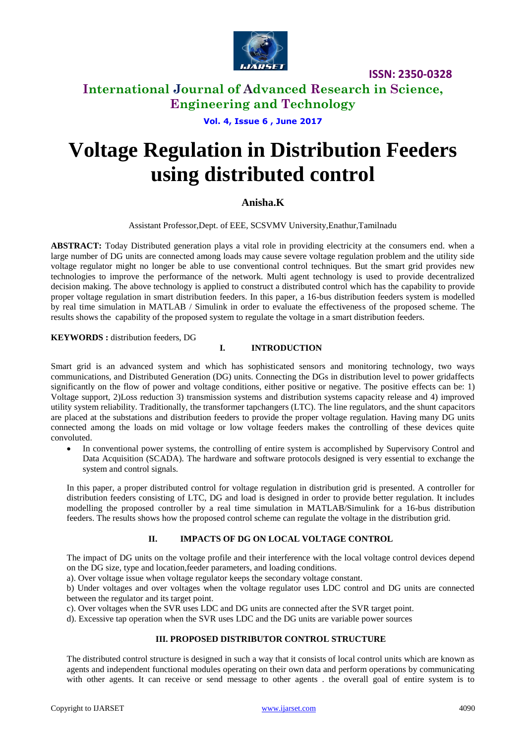# Voltage Regulation in Distribution Feeders using distributed control

**Anisha.K**

Assistant Professor,Dept. of EEE, SCSVMV University,Enathur,Tamilnadu

**ABSTRACT:** Today Distributed generation plays a vital role in providing electricity at the consumers end. when a large number of DG units are connected among loads may cause severe voltage regulation problem and the utility side voltage regulator might no longer be able to use conventional control techniques. But the smart grid provides new technologies to improve the performance of the network. Multi agent technology is used to provide decentralized decision making. The above technology is applied to construct a distributed control which has the capability to provide proper voltage regulation in smart distribution feeders. In this paper, a 16-bus distribution feeders system is modelled by real time simulation in MATLAB / Simulink in order to evaluate the effectiveness of the proposed scheme. The results shows the capability of the proposed system to regulate the voltage in a smart distribution feeders.

**KEYWORDS :** distribution feeders, DG

## I. INTRODUCTION

Smart grid is an advanced system and which has sophisticated sensors and monitoring technology, two ways communications, and Distributed Generation (DG) units. Connecting the DGs in distribution level to power gridaffects significantly on the flow of power and voltage conditions, either positive or negative. The positive effects can be: 1) Voltage support, 2)Loss reduction 3) transmission systems and distribution systems capacity release and 4) improved utility system reliability. Traditionally, the transformer tapchangers (LTC). The line regulators, and the shunt capacitors are placed at the substations and distribution feeders to provide the proper voltage regulation. Having many DG units connected among the loads on mid voltage or low voltage feeders makes the controlling of these devices quite convoluted.

- In conventional power systems, the controlling of entire system is accomplished by Supervisory Control and Data Acquisition (SCADA). The hardware and software protocols designed is very essential to exchange the system and control signals.

In this paper, a proper distributed control for voltage regulation in distribution grid is presented. A controller for distribution feeders consisting of LTC, DG and load is designed in order to provide better regulation. It includes modelling the proposed controller by a real time simulation in MATLAB/Simulink for a 16-bus distribution feeders. The results shows how the proposed control scheme can regulate the voltage in the distribution grid.

## II. IMPACTS OF DG ON LOCAL VOLTAGE CONTROL

The impact of DG units on the voltage profile and their interference with the local voltage control devices depend on the DG size, type and location,feeder parameters, and loading conditions.

a). Over voltage issue when voltage regulator keeps the secondary voltage constant.

b) Under voltages and over voltages when the voltage regulator uses LDC control and DG units are connected between the regulator and its target point.

c). Over voltages when the SVR uses LDC and DG units are connected after the SVR target point.

d). Excessive tap operation when the SVR uses LDC and the DG units are variable power sources

## III. PROPOSED DISTRIBUTOR CONTROL STRUCTURE

The distributed control structure is designed in such a way that it consists of local control units which are known as agents and independent functional modules operating on their own data and perform operations by communicating with other agents. It can receive or send message to other agents . the overall goal of entire system is to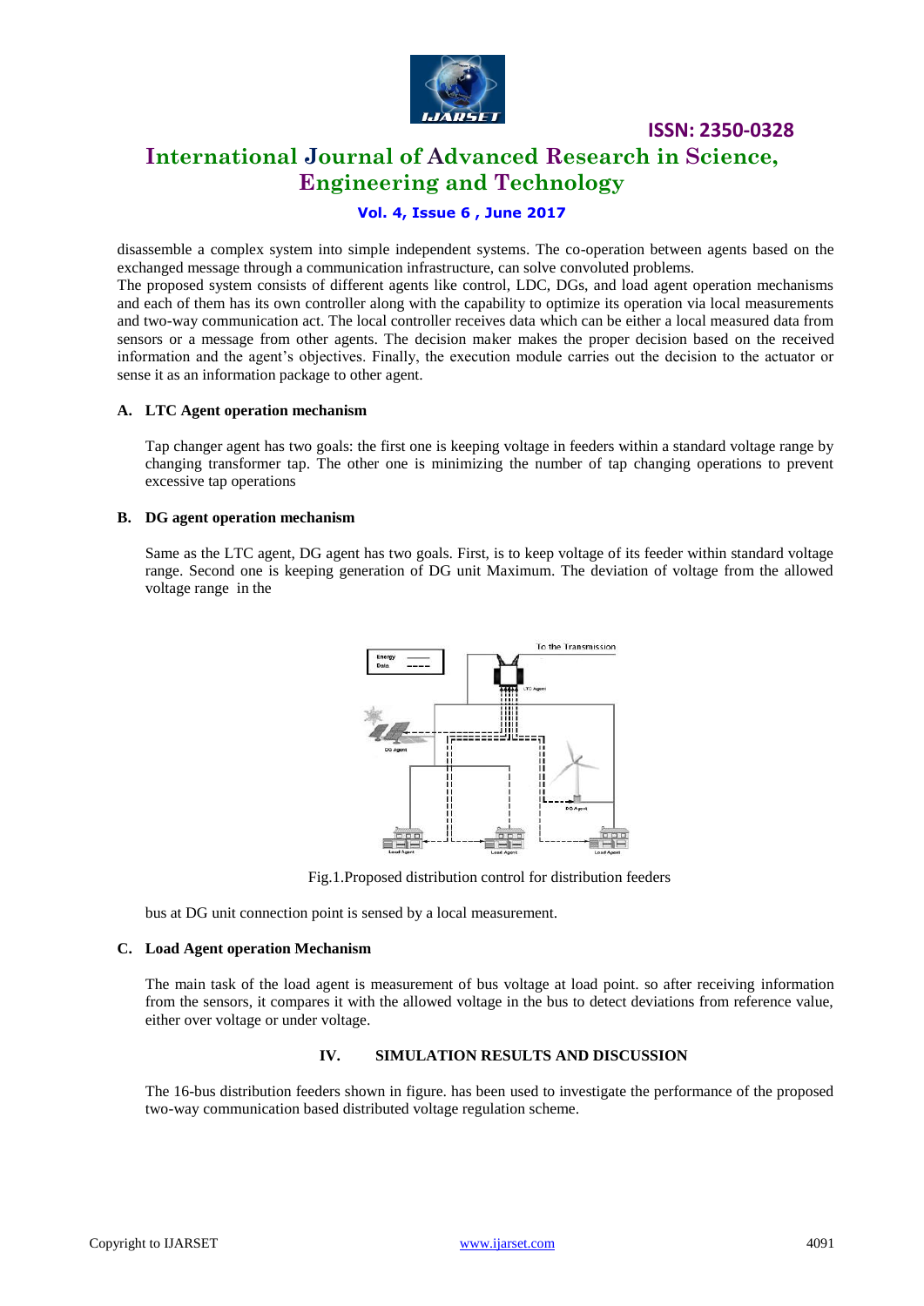disassemble a complex system into simple independent systems. The co-operation between agents based on the exchanged message through a communication infrastructure, can solve convoluted problems.

The proposed system consists of different agents like control, LDC, DGs, and load agent operation mechanisms and each of them has its own controller along with the capability to optimize its operation via local measurements and two-way communication act. The local controller receives data which can be either a local measured data from sensors or a message from other agents. The decision maker makes the proper decision based on the received information and the agent's objectives. Finally, the execution module carries out the decision to the actuator or sense it as an information package to other agent.

### A. LTC Agent operation mechanism

Tap changer agent has two goals: the first one is keeping voltage in feeders within a standard voltage range by changing transformer tap. The other one is minimizing the number of tap changing operations to prevent excessive tap operations

### B. DG agent operation mechanism

Same as the LTC agent, DG agent has two goals. First, is to keep voltage of its feeder within standard voltage range. Second one is keeping generation of DG unit Maximum. The deviation of voltage from the allowed voltage range in the

Fig.1.Proposed distribution control for distribution feeders

bus at DG unit connection point is sensed by a local measurement.

### C. Load Agent operation Mechanism

The main task of the load agent is measurement of bus voltage at load point. so after receiving information from the sensors, it compares it with the allowed voltage in the bus to detect deviations from reference value, either over voltage or under voltage.

## IV. SIMULATION RESULTS AND DISCUSSION

The 16-bus distribution feeders shown in figure. has been used to investigate the performance of the proposed two-way communication based distributed voltage regulation scheme.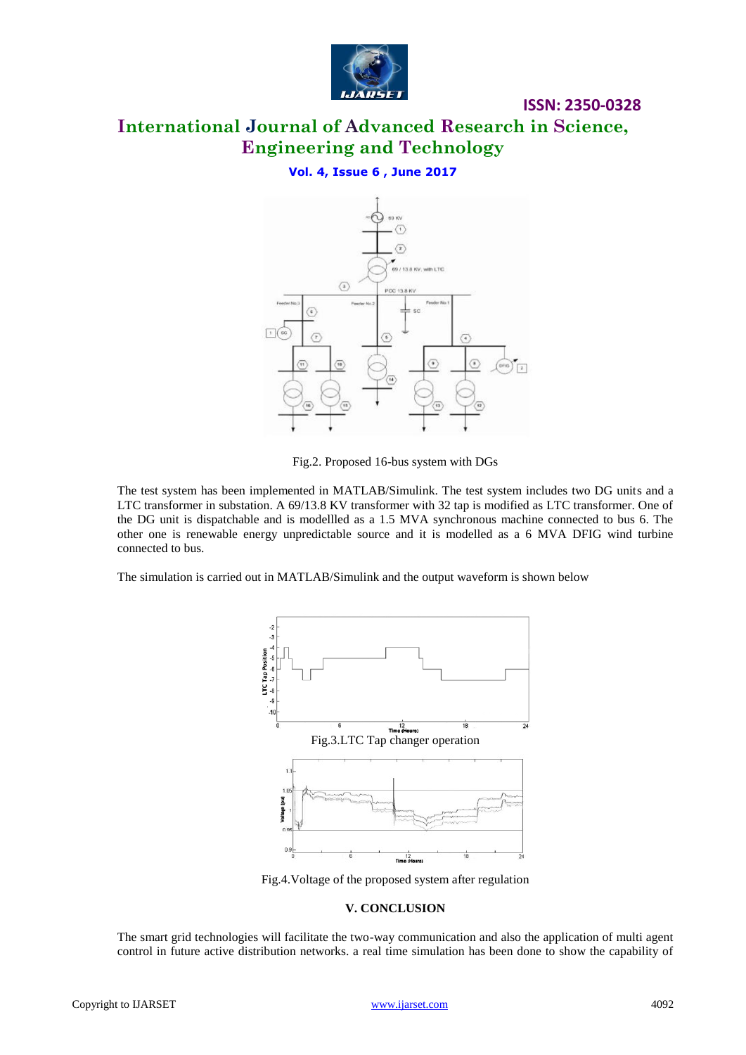Fig.2. Proposed 16-bus system with DGs

The test system has been implemented in MATLAB/Simulink. The test system includes two DG units and a LTC transformer in substation. A 69/13.8 KV transformer with 32 tap is modified as LTC transformer. One of the DG unit is dispatchable and is modellled as a 1.5 MVA synchronous machine connected to bus 6. The other one is renewable energy unpredictable source and it is modelled as a 6 MVA DFIG wind turbine connected to bus.

The simulation is carried out in MATLAB/Simulink and the output waveform is shown below

Fig.3.LTC Tap changer operation

Fig.4.Voltage of the proposed system after regulation

## V. CONCLUSION

The smart grid technologies will facilitate the two-way communication and also the application of multi agent control in future active distribution networks. a real time simulation has been done to show the capability of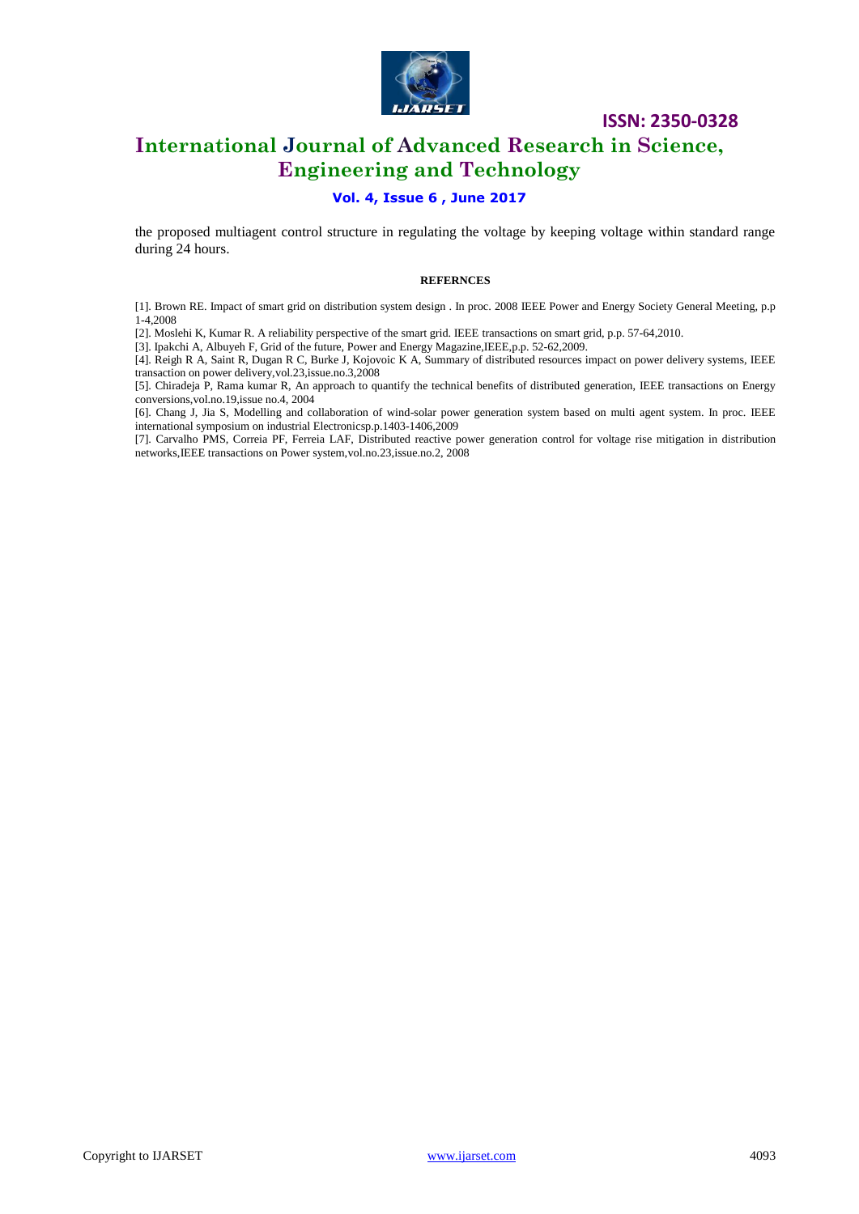the proposed multiagent control structure in regulating the voltage by keeping voltage within standard range during 24 hours.

## REFERNCES

[1]. Brown RE. Impact of smart grid on distribution system design . In proc. 2008 IEEE Power and Energy Society General Meeting, p.p 1-4,2008

[2]. Moslehi K, Kumar R. A reliability perspective of the smart grid. IEEE transactions on smart grid, p.p. 57-64,2010.

[3]. Ipakchi A, Albuyeh F, Grid of the future, Power and Energy Magazine,IEEE,p.p. 52-62,2009.

[4]. Reigh R A, Saint R, Dugan R C, Burke J, Kojovoic K A, Summary of distributed resources impact on power delivery systems, IEEE transaction on power delivery,vol.23,issue.no.3,2008

[5]. Chiradeja P, Rama kumar R, An approach to quantify the technical benefits of distributed generation, IEEE transactions on Energy conversions,vol.no.19,issue no.4, 2004

[6]. Chang J, Jia S, Modelling and collaboration of wind-solar power generation system based on multi agent system. In proc. IEEE international symposium on industrial Electronicsp.p.1403-1406,2009

[7]. Carvalho PMS, Correia PF, Ferreia LAF, Distributed reactive power generation control for voltage rise mitigation in distribution networks,IEEE transactions on Power system,vol.no.23,issue.no.2, 2008